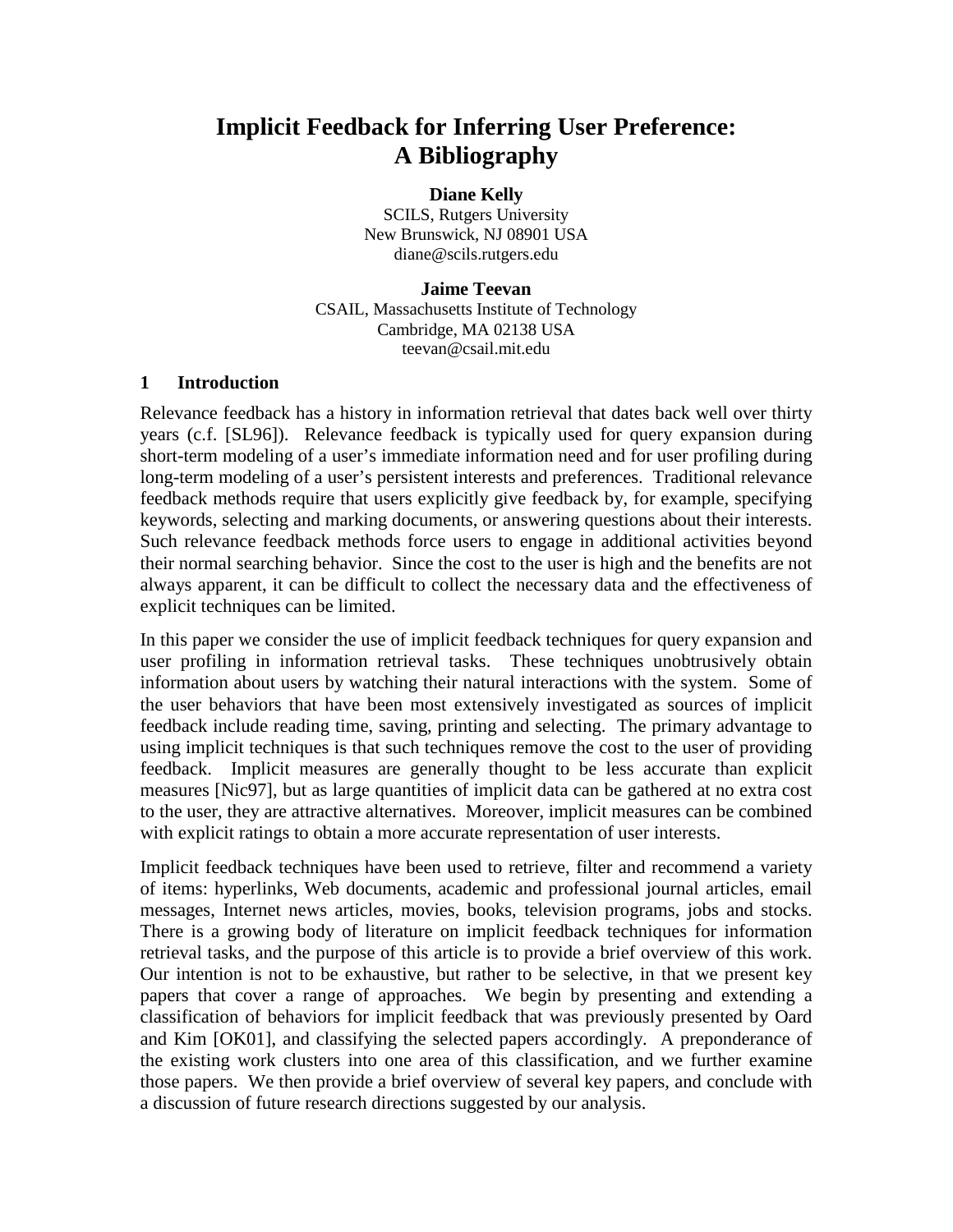# Implicit Feedback for Inferring User Preference: A Bibliography

**Diane Kelly**
SCILS, Rutgers University
New Brunswick, NJ 08901 USA
diane@scils.rutgers.edu

**Jaime Teevan**
CSAIL, Massachusetts Institute of Technology
Cambridge, MA 02138 USA
teevan@csail.mit.edu

## 1 Introduction

Relevance feedback has a history in information retrieval that dates back well over thirty years (c.f. [SL96]). Relevance feedback is typically used for query expansion during short-term modeling of a user's immediate information need and for user profiling during long-term modeling of a user's persistent interests and preferences. Traditional relevance feedback methods require that users explicitly give feedback by, for example, specifying keywords, selecting and marking documents, or answering questions about their interests. Such relevance feedback methods force users to engage in additional activities beyond their normal searching behavior. Since the cost to the user is high and the benefits are not always apparent, it can be difficult to collect the necessary data and the effectiveness of explicit techniques can be limited.

In this paper we consider the use of implicit feedback techniques for query expansion and user profiling in information retrieval tasks. These techniques unobtrusively obtain information about users by watching their natural interactions with the system. Some of the user behaviors that have been most extensively investigated as sources of implicit feedback include reading time, saving, printing and selecting. The primary advantage to using implicit techniques is that such techniques remove the cost to the user of providing feedback. Implicit measures are generally thought to be less accurate than explicit measures [Nic97], but as large quantities of implicit data can be gathered at no extra cost to the user, they are attractive alternatives. Moreover, implicit measures can be combined with explicit ratings to obtain a more accurate representation of user interests.

Implicit feedback techniques have been used to retrieve, filter and recommend a variety of items: hyperlinks, Web documents, academic and professional journal articles, email messages, Internet news articles, movies, books, television programs, jobs and stocks. There is a growing body of literature on implicit feedback techniques for information retrieval tasks, and the purpose of this article is to provide a brief overview of this work. Our intention is not to be exhaustive, but rather to be selective, in that we present key papers that cover a range of approaches. We begin by presenting and extending a classification of behaviors for implicit feedback that was previously presented by Oard and Kim [OK01], and classifying the selected papers accordingly. A preponderance of the existing work clusters into one area of this classification, and we further examine those papers. We then provide a brief overview of several key papers, and conclude with a discussion of future research directions suggested by our analysis.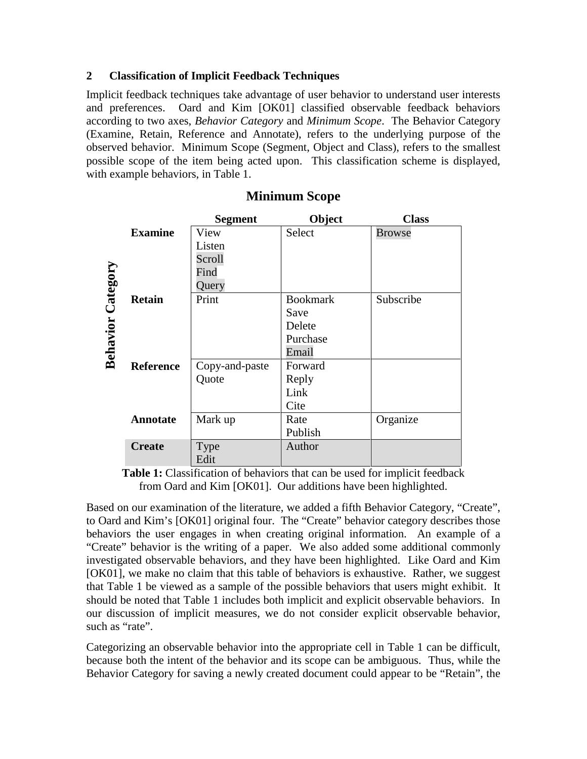## 2 Classification of Implicit Feedback Techniques

Implicit feedback techniques take advantage of user behavior to understand user interests and preferences. Oard and Kim [OK01] classified observable feedback behaviors according to two axes, *Behavior Category* and *Minimum Scope*. The Behavior Category (Examine, Retain, Reference and Annotate), refers to the underlying purpose of the observed behavior. Minimum Scope (Segment, Object and Class), refers to the smallest possible scope of the item being acted upon. This classification scheme is displayed, with example behaviors, in Table 1.

| Behavior Category | Minimum Scope: Segment | Minimum Scope: Object | Minimum Scope: Class |
|---|---|---|---|
| **Examine** | View<br>Listen<br>Scroll<br>Find<br>Query | Select | Browse |
| **Retain** | Print | Bookmark<br>Save<br>Delete<br>Purchase<br>Email | Subscribe |
| **Reference** | Copy-and-paste<br>Quote | Forward<br>Reply<br>Link<br>Cite | |
| **Annotate** | Mark up | Rate<br>Publish | Organize |
| **Create** | Type<br>Edit | Author | |

**Table 1:** Classification of behaviors that can be used for implicit feedback from Oard and Kim [OK01]. Our additions have been highlighted.

Based on our examination of the literature, we added a fifth Behavior Category, "Create", to Oard and Kim's [OK01] original four. The "Create" behavior category describes those behaviors the user engages in when creating original information. An example of a "Create" behavior is the writing of a paper. We also added some additional commonly investigated observable behaviors, and they have been highlighted. Like Oard and Kim [OK01], we make no claim that this table of behaviors is exhaustive. Rather, we suggest that Table 1 be viewed as a sample of the possible behaviors that users might exhibit. It should be noted that Table 1 includes both implicit and explicit observable behaviors. In our discussion of implicit measures, we do not consider explicit observable behavior, such as "rate".

Categorizing an observable behavior into the appropriate cell in Table 1 can be difficult, because both the intent of the behavior and its scope can be ambiguous. Thus, while the Behavior Category for saving a newly created document could appear to be "Retain", the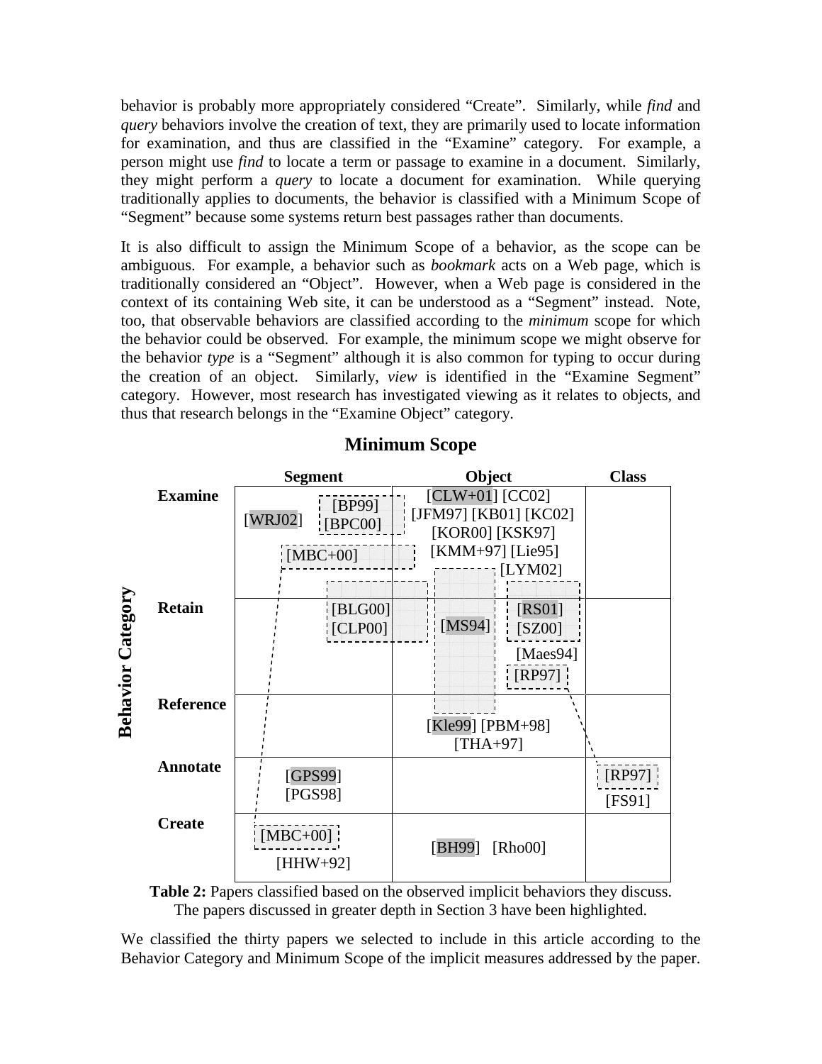behavior is probably more appropriately considered "Create". Similarly, while *find* and *query* behaviors involve the creation of text, they are primarily used to locate information for examination, and thus are classified in the "Examine" category. For example, a person might use *find* to locate a term or passage to examine in a document. Similarly, they might perform a *query* to locate a document for examination. While querying traditionally applies to documents, the behavior is classified with a Minimum Scope of "Segment" because some systems return best passages rather than documents.

It is also difficult to assign the Minimum Scope of a behavior, as the scope can be ambiguous. For example, a behavior such as *bookmark* acts on a Web page, which is traditionally considered an "Object". However, when a Web page is considered in the context of its containing Web site, it can be understood as a "Segment" instead. Note, too, that observable behaviors are classified according to the *minimum* scope for which the behavior could be observed. For example, the minimum scope we might observe for the behavior *type* is a "Segment" although it is also common for typing to occur during the creation of an object. Similarly, *view* is identified in the "Examine Segment" category. However, most research has investigated viewing as it relates to objects, and thus that research belongs in the "Examine Object" category.

**Minimum Scope**

| Behavior Category | Segment | Object | Class |
|---|---|---|---|
| **Examine** | [WRJ02] [BP99] [BPC00] [MBC+00] | [CLW+01] [CC02] [JFM97] [KB01] [KC02] [KOR00] [KSK97] [KMM+97] [Lie95] [LYM02] | |
| **Retain** | [BLG00] [CLP00] | [MS94] [RS01] [SZ00] [Maes94] [RP97] | |
| **Reference** | | [Kle99] [PBM+98] [THA+97] | |
| **Annotate** | [GPS99] [PGS98] | | [RP97] [FS91] |
| **Create** | [MBC+00] [HHW+92] | [BH99] [Rho00] | |

**Table 2:** Papers classified based on the observed implicit behaviors they discuss. The papers discussed in greater depth in Section 3 have been highlighted.

We classified the thirty papers we selected to include in this article according to the Behavior Category and Minimum Scope of the implicit measures addressed by the paper.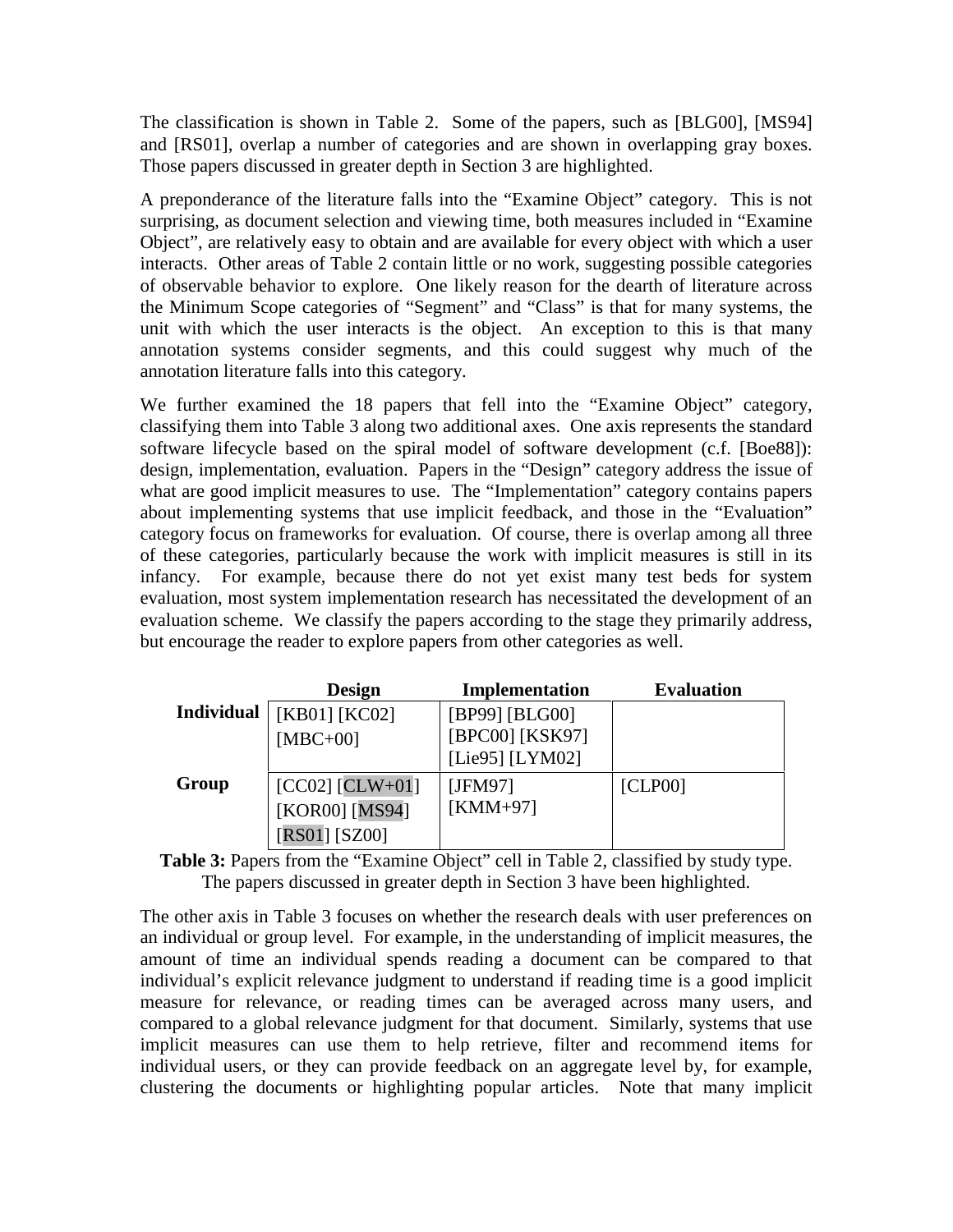The classification is shown in Table 2. Some of the papers, such as [BLG00], [MS94] and [RS01], overlap a number of categories and are shown in overlapping gray boxes. Those papers discussed in greater depth in Section 3 are highlighted.

A preponderance of the literature falls into the "Examine Object" category. This is not surprising, as document selection and viewing time, both measures included in "Examine Object", are relatively easy to obtain and are available for every object with which a user interacts. Other areas of Table 2 contain little or no work, suggesting possible categories of observable behavior to explore. One likely reason for the dearth of literature across the Minimum Scope categories of "Segment" and "Class" is that for many systems, the unit with which the user interacts is the object. An exception to this is that many annotation systems consider segments, and this could suggest why much of the annotation literature falls into this category.

We further examined the 18 papers that fell into the "Examine Object" category, classifying them into Table 3 along two additional axes. One axis represents the standard software lifecycle based on the spiral model of software development (c.f. [Boe88]): design, implementation, evaluation. Papers in the "Design" category address the issue of what are good implicit measures to use. The "Implementation" category contains papers about implementing systems that use implicit feedback, and those in the "Evaluation" category focus on frameworks for evaluation. Of course, there is overlap among all three of these categories, particularly because the work with implicit measures is still in its infancy. For example, because there do not yet exist many test beds for system evaluation, most system implementation research has necessitated the development of an evaluation scheme. We classify the papers according to the stage they primarily address, but encourage the reader to explore papers from other categories as well.

| | **Design** | **Implementation** | **Evaluation** |
|---|---|---|---|
| **Individual** | [KB01] [KC02] [MBC+00] | [BP99] [BLG00] [BPC00] [KSK97] [Lie95] [LYM02] | |
| **Group** | [CC02] [CLW+01] [KOR00] [MS94] [RS01] [SZ00] | [JFM97] [KMM+97] | [CLP00] |

**Table 3:** Papers from the "Examine Object" cell in Table 2, classified by study type. The papers discussed in greater depth in Section 3 have been highlighted.

The other axis in Table 3 focuses on whether the research deals with user preferences on an individual or group level. For example, in the understanding of implicit measures, the amount of time an individual spends reading a document can be compared to that individual's explicit relevance judgment to understand if reading time is a good implicit measure for relevance, or reading times can be averaged across many users, and compared to a global relevance judgment for that document. Similarly, systems that use implicit measures can use them to help retrieve, filter and recommend items for individual users, or they can provide feedback on an aggregate level by, for example, clustering the documents or highlighting popular articles. Note that many implicit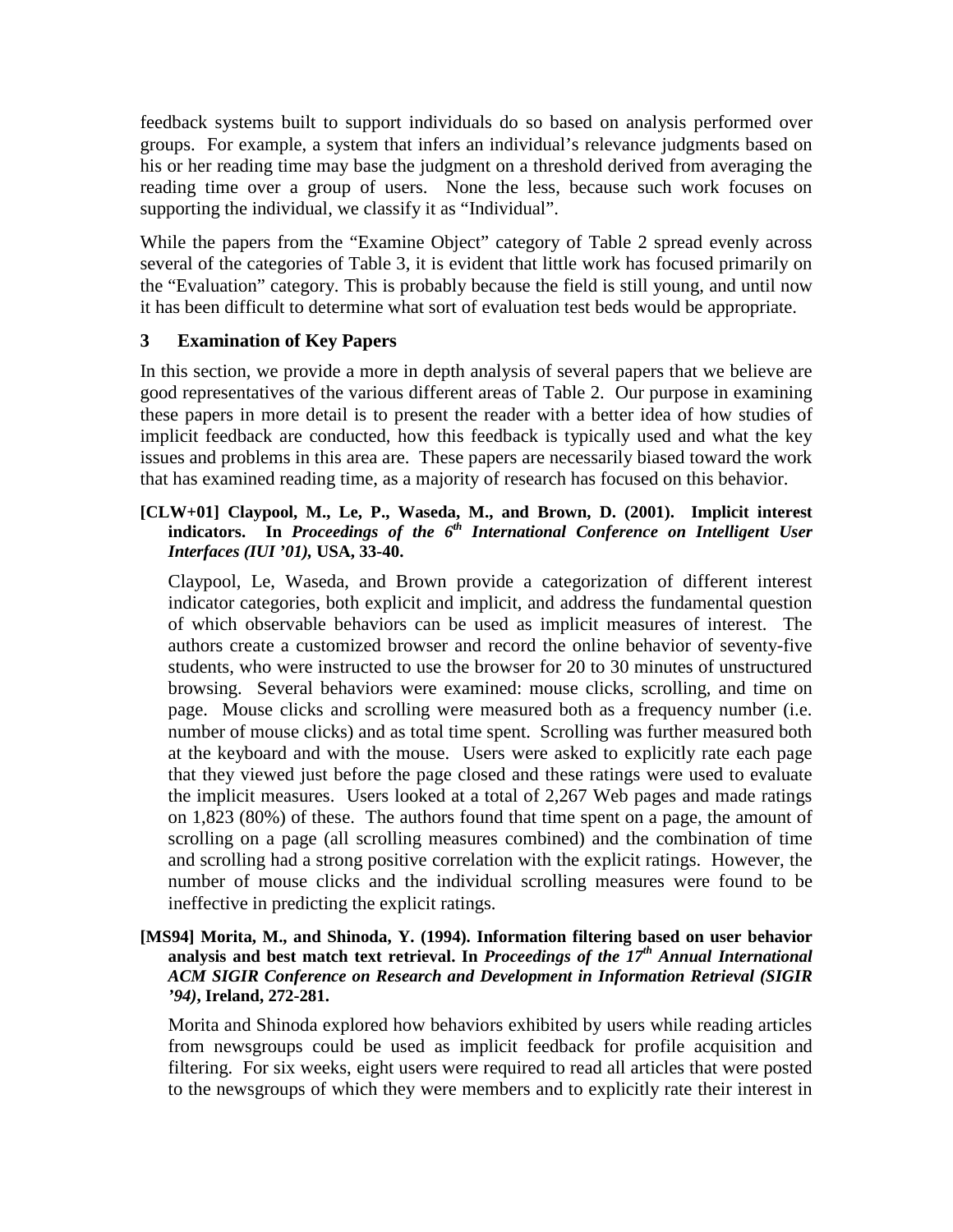feedback systems built to support individuals do so based on analysis performed over groups. For example, a system that infers an individual's relevance judgments based on his or her reading time may base the judgment on a threshold derived from averaging the reading time over a group of users. None the less, because such work focuses on supporting the individual, we classify it as "Individual".

While the papers from the "Examine Object" category of Table 2 spread evenly across several of the categories of Table 3, it is evident that little work has focused primarily on the "Evaluation" category. This is probably because the field is still young, and until now it has been difficult to determine what sort of evaluation test beds would be appropriate.

## 3 Examination of Key Papers

In this section, we provide a more in depth analysis of several papers that we believe are good representatives of the various different areas of Table 2. Our purpose in examining these papers in more detail is to present the reader with a better idea of how studies of implicit feedback are conducted, how this feedback is typically used and what the key issues and problems in this area are. These papers are necessarily biased toward the work that has examined reading time, as a majority of research has focused on this behavior.

**[CLW+01] Claypool, M., Le, P., Waseda, M., and Brown, D. (2001). Implicit interest indicators. In *Proceedings of the 6th International Conference on Intelligent User Interfaces (IUI '01)*, USA, 33-40.**

Claypool, Le, Waseda, and Brown provide a categorization of different interest indicator categories, both explicit and implicit, and address the fundamental question of which observable behaviors can be used as implicit measures of interest. The authors create a customized browser and record the online behavior of seventy-five students, who were instructed to use the browser for 20 to 30 minutes of unstructured browsing. Several behaviors were examined: mouse clicks, scrolling, and time on page. Mouse clicks and scrolling were measured both as a frequency number (i.e. number of mouse clicks) and as total time spent. Scrolling was further measured both at the keyboard and with the mouse. Users were asked to explicitly rate each page that they viewed just before the page closed and these ratings were used to evaluate the implicit measures. Users looked at a total of 2,267 Web pages and made ratings on 1,823 (80%) of these. The authors found that time spent on a page, the amount of scrolling on a page (all scrolling measures combined) and the combination of time and scrolling had a strong positive correlation with the explicit ratings. However, the number of mouse clicks and the individual scrolling measures were found to be ineffective in predicting the explicit ratings.

**[MS94] Morita, M., and Shinoda, Y. (1994). Information filtering based on user behavior analysis and best match text retrieval. In *Proceedings of the 17th Annual International ACM SIGIR Conference on Research and Development in Information Retrieval (SIGIR '94)*, Ireland, 272-281.**

Morita and Shinoda explored how behaviors exhibited by users while reading articles from newsgroups could be used as implicit feedback for profile acquisition and filtering. For six weeks, eight users were required to read all articles that were posted to the newsgroups of which they were members and to explicitly rate their interest in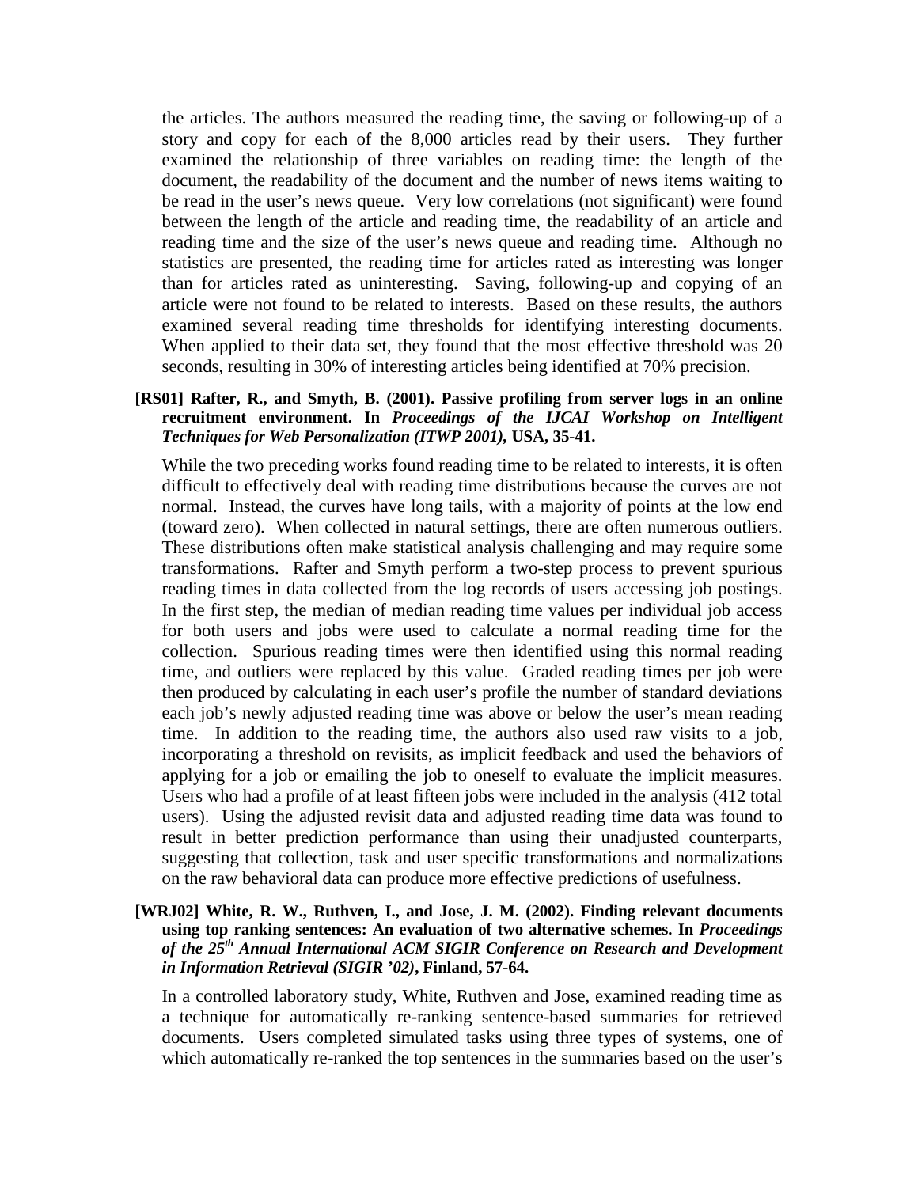the articles. The authors measured the reading time, the saving or following-up of a story and copy for each of the 8,000 articles read by their users. They further examined the relationship of three variables on reading time: the length of the document, the readability of the document and the number of news items waiting to be read in the user's news queue. Very low correlations (not significant) were found between the length of the article and reading time, the readability of an article and reading time and the size of the user's news queue and reading time. Although no statistics are presented, the reading time for articles rated as interesting was longer than for articles rated as uninteresting. Saving, following-up and copying of an article were not found to be related to interests. Based on these results, the authors examined several reading time thresholds for identifying interesting documents. When applied to their data set, they found that the most effective threshold was 20 seconds, resulting in 30% of interesting articles being identified at 70% precision.

**[RS01] Rafter, R., and Smyth, B. (2001). Passive profiling from server logs in an online recruitment environment. In *Proceedings of the IJCAI Workshop on Intelligent Techniques for Web Personalization (ITWP 2001)*, USA, 35-41.**

While the two preceding works found reading time to be related to interests, it is often difficult to effectively deal with reading time distributions because the curves are not normal. Instead, the curves have long tails, with a majority of points at the low end (toward zero). When collected in natural settings, there are often numerous outliers. These distributions often make statistical analysis challenging and may require some transformations. Rafter and Smyth perform a two-step process to prevent spurious reading times in data collected from the log records of users accessing job postings. In the first step, the median of median reading time values per individual job access for both users and jobs were used to calculate a normal reading time for the collection. Spurious reading times were then identified using this normal reading time, and outliers were replaced by this value. Graded reading times per job were then produced by calculating in each user's profile the number of standard deviations each job's newly adjusted reading time was above or below the user's mean reading time. In addition to the reading time, the authors also used raw visits to a job, incorporating a threshold on revisits, as implicit feedback and used the behaviors of applying for a job or emailing the job to oneself to evaluate the implicit measures. Users who had a profile of at least fifteen jobs were included in the analysis (412 total users). Using the adjusted revisit data and adjusted reading time data was found to result in better prediction performance than using their unadjusted counterparts, suggesting that collection, task and user specific transformations and normalizations on the raw behavioral data can produce more effective predictions of usefulness.

**[WRJ02] White, R. W., Ruthven, I., and Jose, J. M. (2002). Finding relevant documents using top ranking sentences: An evaluation of two alternative schemes. In *Proceedings of the 25th Annual International ACM SIGIR Conference on Research and Development in Information Retrieval (SIGIR '02)*, Finland, 57-64.**

In a controlled laboratory study, White, Ruthven and Jose, examined reading time as a technique for automatically re-ranking sentence-based summaries for retrieved documents. Users completed simulated tasks using three types of systems, one of which automatically re-ranked the top sentences in the summaries based on the user's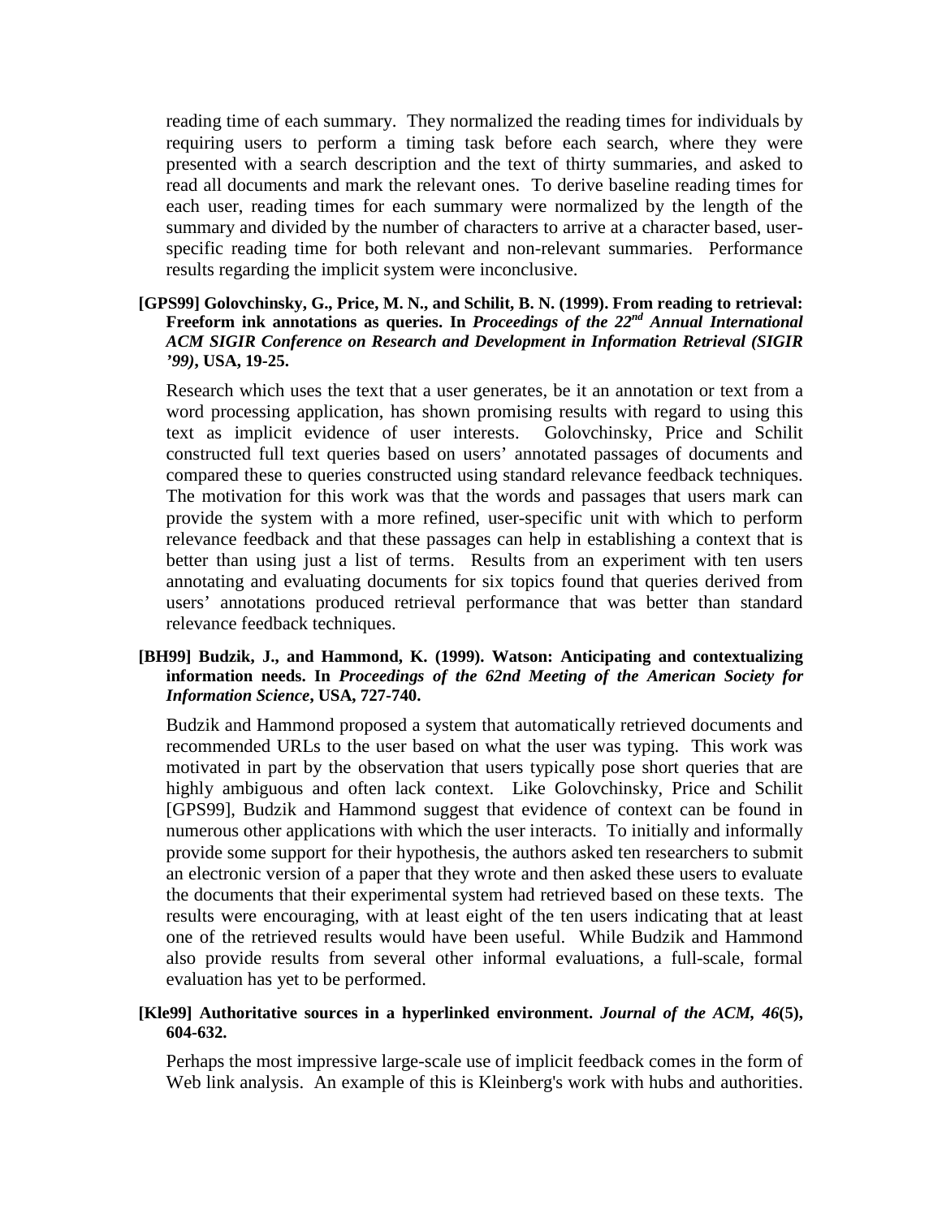reading time of each summary. They normalized the reading times for individuals by requiring users to perform a timing task before each search, where they were presented with a search description and the text of thirty summaries, and asked to read all documents and mark the relevant ones. To derive baseline reading times for each user, reading times for each summary were normalized by the length of the summary and divided by the number of characters to arrive at a character based, user-specific reading time for both relevant and non-relevant summaries. Performance results regarding the implicit system were inconclusive.

**[GPS99] Golovchinsky, G., Price, M. N., and Schilit, B. N. (1999). From reading to retrieval: Freeform ink annotations as queries. In** ***Proceedings of the 22nd Annual International ACM SIGIR Conference on Research and Development in Information Retrieval (SIGIR '99)*****, USA, 19-25.**

Research which uses the text that a user generates, be it an annotation or text from a word processing application, has shown promising results with regard to using this text as implicit evidence of user interests. Golovchinsky, Price and Schilit constructed full text queries based on users' annotated passages of documents and compared these to queries constructed using standard relevance feedback techniques. The motivation for this work was that the words and passages that users mark can provide the system with a more refined, user-specific unit with which to perform relevance feedback and that these passages can help in establishing a context that is better than using just a list of terms. Results from an experiment with ten users annotating and evaluating documents for six topics found that queries derived from users' annotations produced retrieval performance that was better than standard relevance feedback techniques.

**[BH99] Budzik, J., and Hammond, K. (1999). Watson: Anticipating and contextualizing information needs. In** ***Proceedings of the 62nd Meeting of the American Society for Information Science*****, USA, 727-740.**

Budzik and Hammond proposed a system that automatically retrieved documents and recommended URLs to the user based on what the user was typing. This work was motivated in part by the observation that users typically pose short queries that are highly ambiguous and often lack context. Like Golovchinsky, Price and Schilit [GPS99], Budzik and Hammond suggest that evidence of context can be found in numerous other applications with which the user interacts. To initially and informally provide some support for their hypothesis, the authors asked ten researchers to submit an electronic version of a paper that they wrote and then asked these users to evaluate the documents that their experimental system had retrieved based on these texts. The results were encouraging, with at least eight of the ten users indicating that at least one of the retrieved results would have been useful. While Budzik and Hammond also provide results from several other informal evaluations, a full-scale, formal evaluation has yet to be performed.

**[Kle99] Authoritative sources in a hyperlinked environment.** ***Journal of the ACM, 46*****(5), 604-632.**

Perhaps the most impressive large-scale use of implicit feedback comes in the form of Web link analysis. An example of this is Kleinberg's work with hubs and authorities.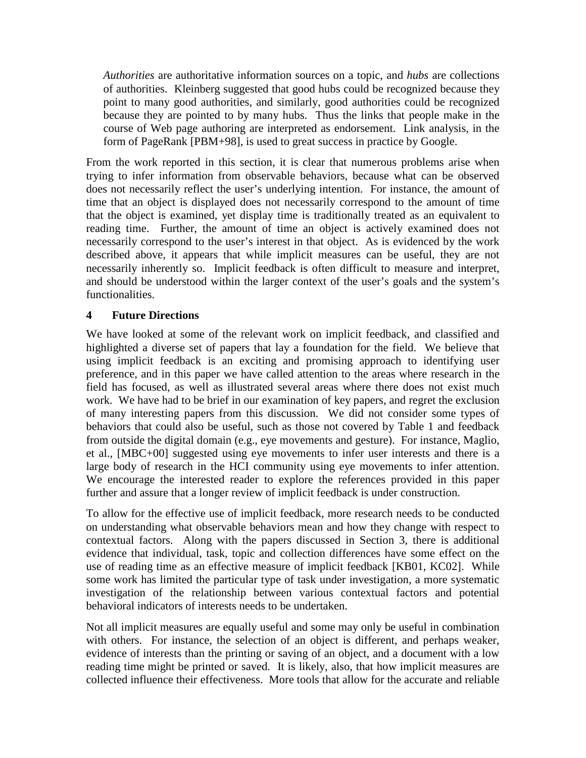*Authorities* are authoritative information sources on a topic, and *hubs* are collections of authorities. Kleinberg suggested that good hubs could be recognized because they point to many good authorities, and similarly, good authorities could be recognized because they are pointed to by many hubs. Thus the links that people make in the course of Web page authoring are interpreted as endorsement. Link analysis, in the form of PageRank [PBM+98], is used to great success in practice by Google.

From the work reported in this section, it is clear that numerous problems arise when trying to infer information from observable behaviors, because what can be observed does not necessarily reflect the user's underlying intention. For instance, the amount of time that an object is displayed does not necessarily correspond to the amount of time that the object is examined, yet display time is traditionally treated as an equivalent to reading time. Further, the amount of time an object is actively examined does not necessarily correspond to the user's interest in that object. As is evidenced by the work described above, it appears that while implicit measures can be useful, they are not necessarily inherently so. Implicit feedback is often difficult to measure and interpret, and should be understood within the larger context of the user's goals and the system's functionalities.

## 4 Future Directions

We have looked at some of the relevant work on implicit feedback, and classified and highlighted a diverse set of papers that lay a foundation for the field. We believe that using implicit feedback is an exciting and promising approach to identifying user preference, and in this paper we have called attention to the areas where research in the field has focused, as well as illustrated several areas where there does not exist much work. We have had to be brief in our examination of key papers, and regret the exclusion of many interesting papers from this discussion. We did not consider some types of behaviors that could also be useful, such as those not covered by Table 1 and feedback from outside the digital domain (e.g., eye movements and gesture). For instance, Maglio, et al., [MBC+00] suggested using eye movements to infer user interests and there is a large body of research in the HCI community using eye movements to infer attention. We encourage the interested reader to explore the references provided in this paper further and assure that a longer review of implicit feedback is under construction.

To allow for the effective use of implicit feedback, more research needs to be conducted on understanding what observable behaviors mean and how they change with respect to contextual factors. Along with the papers discussed in Section 3, there is additional evidence that individual, task, topic and collection differences have some effect on the use of reading time as an effective measure of implicit feedback [KB01, KC02]. While some work has limited the particular type of task under investigation, a more systematic investigation of the relationship between various contextual factors and potential behavioral indicators of interests needs to be undertaken.

Not all implicit measures are equally useful and some may only be useful in combination with others. For instance, the selection of an object is different, and perhaps weaker, evidence of interests than the printing or saving of an object, and a document with a low reading time might be printed or saved. It is likely, also, that how implicit measures are collected influence their effectiveness. More tools that allow for the accurate and reliable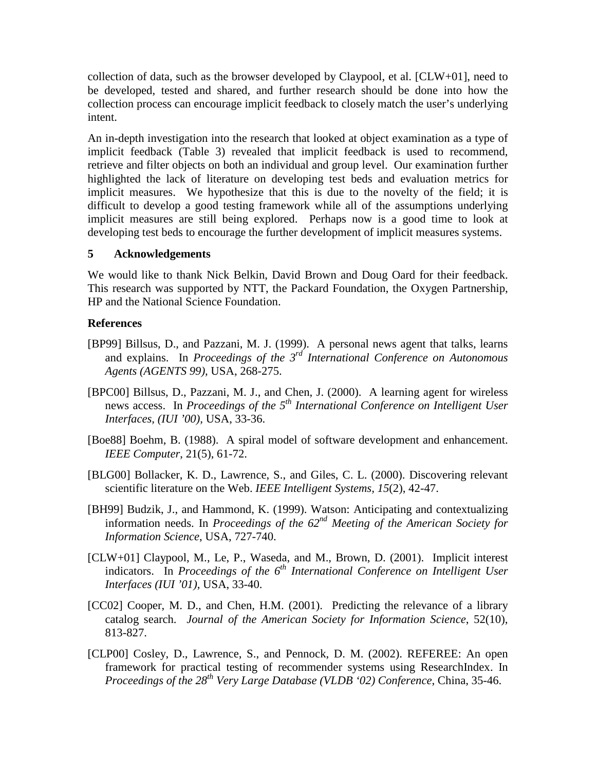collection of data, such as the browser developed by Claypool, et al. [CLW+01], need to be developed, tested and shared, and further research should be done into how the collection process can encourage implicit feedback to closely match the user's underlying intent.

An in-depth investigation into the research that looked at object examination as a type of implicit feedback (Table 3) revealed that implicit feedback is used to recommend, retrieve and filter objects on both an individual and group level. Our examination further highlighted the lack of literature on developing test beds and evaluation metrics for implicit measures. We hypothesize that this is due to the novelty of the field; it is difficult to develop a good testing framework while all of the assumptions underlying implicit measures are still being explored. Perhaps now is a good time to look at developing test beds to encourage the further development of implicit measures systems.

## 5 Acknowledgements

We would like to thank Nick Belkin, David Brown and Doug Oard for their feedback. This research was supported by NTT, the Packard Foundation, the Oxygen Partnership, HP and the National Science Foundation.

## References

[BP99] Billsus, D., and Pazzani, M. J. (1999). A personal news agent that talks, learns and explains. In *Proceedings of the 3rd International Conference on Autonomous Agents (AGENTS 99)*, USA, 268-275.

[BPC00] Billsus, D., Pazzani, M. J., and Chen, J. (2000). A learning agent for wireless news access. In *Proceedings of the 5th International Conference on Intelligent User Interfaces, (IUI '00)*, USA, 33-36.

[Boe88] Boehm, B. (1988). A spiral model of software development and enhancement. *IEEE Computer*, 21(5), 61-72.

[BLG00] Bollacker, K. D., Lawrence, S., and Giles, C. L. (2000). Discovering relevant scientific literature on the Web. *IEEE Intelligent Systems, 15*(2), 42-47.

[BH99] Budzik, J., and Hammond, K. (1999). Watson: Anticipating and contextualizing information needs. In *Proceedings of the 62nd Meeting of the American Society for Information Science*, USA, 727-740.

[CLW+01] Claypool, M., Le, P., Waseda, and M., Brown, D. (2001). Implicit interest indicators. In *Proceedings of the 6th International Conference on Intelligent User Interfaces (IUI '01)*, USA, 33-40.

[CC02] Cooper, M. D., and Chen, H.M. (2001). Predicting the relevance of a library catalog search. *Journal of the American Society for Information Science*, 52(10), 813-827.

[CLP00] Cosley, D., Lawrence, S., and Pennock, D. M. (2002). REFEREE: An open framework for practical testing of recommender systems using ResearchIndex. In *Proceedings of the 28th Very Large Database (VLDB '02) Conference*, China, 35-46.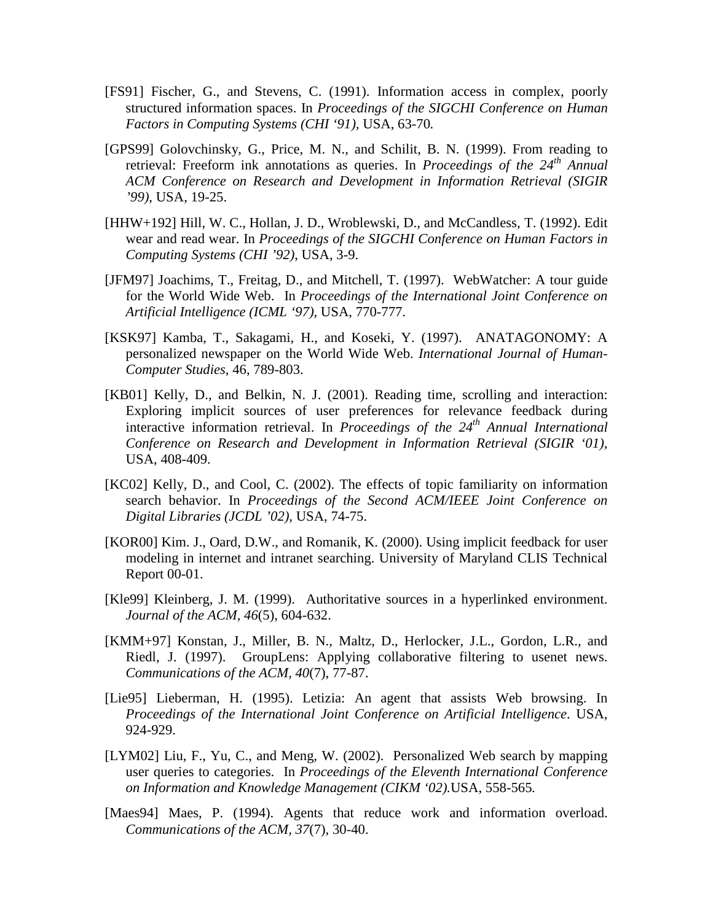[FS91] Fischer, G., and Stevens, C. (1991). Information access in complex, poorly structured information spaces. In *Proceedings of the SIGCHI Conference on Human Factors in Computing Systems (CHI '91)*, USA, 63-70.

[GPS99] Golovchinsky, G., Price, M. N., and Schilit, B. N. (1999). From reading to retrieval: Freeform ink annotations as queries. In *Proceedings of the 24th Annual ACM Conference on Research and Development in Information Retrieval (SIGIR '99)*, USA, 19-25.

[HHW+192] Hill, W. C., Hollan, J. D., Wroblewski, D., and McCandless, T. (1992). Edit wear and read wear. In *Proceedings of the SIGCHI Conference on Human Factors in Computing Systems (CHI '92)*, USA, 3-9.

[JFM97] Joachims, T., Freitag, D., and Mitchell, T. (1997). WebWatcher: A tour guide for the World Wide Web. In *Proceedings of the International Joint Conference on Artificial Intelligence (ICML '97)*, USA, 770-777.

[KSK97] Kamba, T., Sakagami, H., and Koseki, Y. (1997). ANATAGONOMY: A personalized newspaper on the World Wide Web. *International Journal of Human-Computer Studies*, 46, 789-803.

[KB01] Kelly, D., and Belkin, N. J. (2001). Reading time, scrolling and interaction: Exploring implicit sources of user preferences for relevance feedback during interactive information retrieval. In *Proceedings of the 24th Annual International Conference on Research and Development in Information Retrieval (SIGIR '01)*, USA, 408-409.

[KC02] Kelly, D., and Cool, C. (2002). The effects of topic familiarity on information search behavior. In *Proceedings of the Second ACM/IEEE Joint Conference on Digital Libraries (JCDL '02)*, USA, 74-75.

[KOR00] Kim. J., Oard, D.W., and Romanik, K. (2000). Using implicit feedback for user modeling in internet and intranet searching. University of Maryland CLIS Technical Report 00-01.

[Kle99] Kleinberg, J. M. (1999). Authoritative sources in a hyperlinked environment. *Journal of the ACM, 46*(5), 604-632.

[KMM+97] Konstan, J., Miller, B. N., Maltz, D., Herlocker, J.L., Gordon, L.R., and Riedl, J. (1997). GroupLens: Applying collaborative filtering to usenet news. *Communications of the ACM, 40*(7), 77-87.

[Lie95] Lieberman, H. (1995). Letizia: An agent that assists Web browsing. In *Proceedings of the International Joint Conference on Artificial Intelligence*. USA, 924-929.

[LYM02] Liu, F., Yu, C., and Meng, W. (2002). Personalized Web search by mapping user queries to categories. In *Proceedings of the Eleventh International Conference on Information and Knowledge Management (CIKM '02).*USA, 558-565.

[Maes94] Maes, P. (1994). Agents that reduce work and information overload. *Communications of the ACM, 37*(7), 30-40.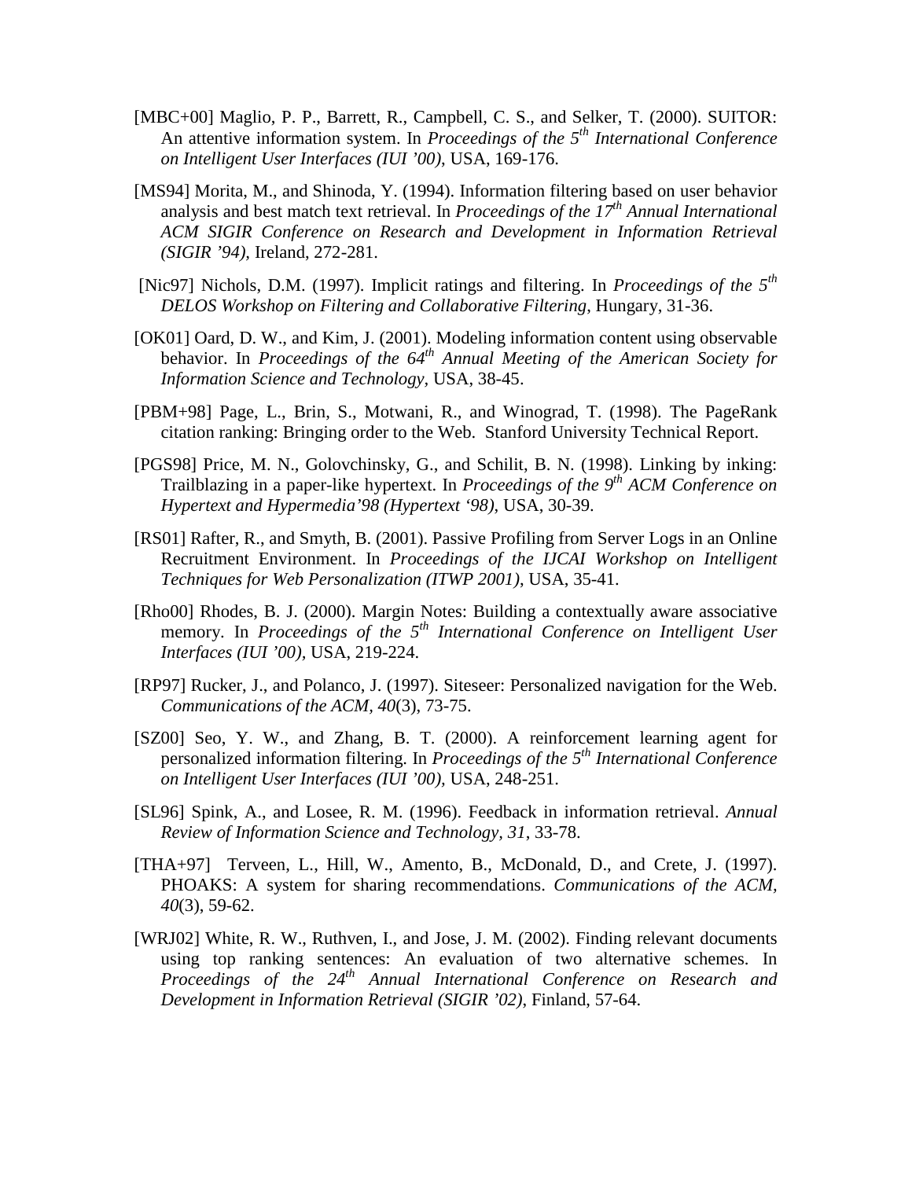[MBC+00] Maglio, P. P., Barrett, R., Campbell, C. S., and Selker, T. (2000). SUITOR: An attentive information system. In *Proceedings of the 5th International Conference on Intelligent User Interfaces (IUI '00)*, USA, 169-176.

[MS94] Morita, M., and Shinoda, Y. (1994). Information filtering based on user behavior analysis and best match text retrieval. In *Proceedings of the 17th Annual International ACM SIGIR Conference on Research and Development in Information Retrieval (SIGIR '94),* Ireland, 272-281.

[Nic97] Nichols, D.M. (1997). Implicit ratings and filtering. In *Proceedings of the 5th DELOS Workshop on Filtering and Collaborative Filtering*, Hungary, 31-36.

[OK01] Oard, D. W., and Kim, J. (2001). Modeling information content using observable behavior. In *Proceedings of the 64th Annual Meeting of the American Society for Information Science and Technology,* USA, 38-45.

[PBM+98] Page, L., Brin, S., Motwani, R., and Winograd, T. (1998). The PageRank citation ranking: Bringing order to the Web. Stanford University Technical Report.

[PGS98] Price, M. N., Golovchinsky, G., and Schilit, B. N. (1998). Linking by inking: Trailblazing in a paper-like hypertext. In *Proceedings of the 9th ACM Conference on Hypertext and Hypermedia'98 (Hypertext '98)*, USA, 30-39.

[RS01] Rafter, R., and Smyth, B. (2001). Passive Profiling from Server Logs in an Online Recruitment Environment. In *Proceedings of the IJCAI Workshop on Intelligent Techniques for Web Personalization (ITWP 2001)*, USA, 35-41.

[Rho00] Rhodes, B. J. (2000). Margin Notes: Building a contextually aware associative memory. In *Proceedings of the 5th International Conference on Intelligent User Interfaces (IUI '00),* USA, 219-224.

[RP97] Rucker, J., and Polanco, J. (1997). Siteseer: Personalized navigation for the Web. *Communications of the ACM, 40*(3), 73-75.

[SZ00] Seo, Y. W., and Zhang, B. T. (2000). A reinforcement learning agent for personalized information filtering. In *Proceedings of the 5th International Conference on Intelligent User Interfaces (IUI '00),* USA, 248-251.

[SL96] Spink, A., and Losee, R. M. (1996). Feedback in information retrieval. *Annual Review of Information Science and Technology, 31*, 33-78.

[THA+97] Terveen, L., Hill, W., Amento, B., McDonald, D., and Crete, J. (1997). PHOAKS: A system for sharing recommendations. *Communications of the ACM, 40*(3), 59-62.

[WRJ02] White, R. W., Ruthven, I., and Jose, J. M. (2002). Finding relevant documents using top ranking sentences: An evaluation of two alternative schemes. In *Proceedings of the 24th Annual International Conference on Research and Development in Information Retrieval (SIGIR '02),* Finland, 57-64.